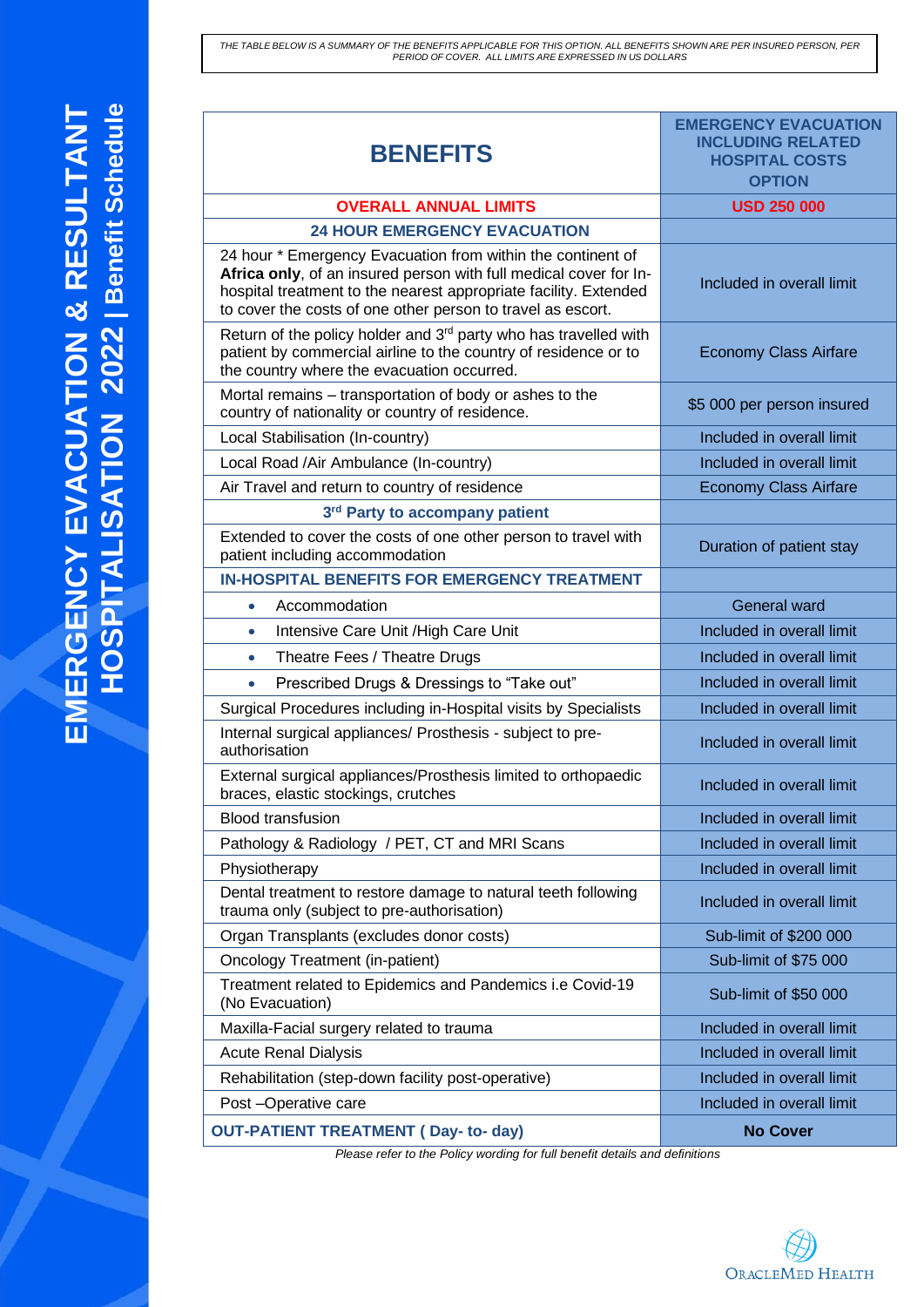# EMERGENCY EVACUATION & RESULTANT HOSPITALISATION 2022 | Benefit Schedule

*THE TABLE BELOW IS A SUMMARY OF THE BENEFITS APPLICABLE FOR THIS OPTION. ALL BENEFITS SHOWN ARE PER INSURED PERSON, PER PERIOD OF COVER. ALL LIMITS ARE EXPRESSED IN US DOLLARS*

| BENEFITS | EMERGENCY EVACUATION INCLUDING RELATED HOSPITAL COSTS OPTION |
|---|---|
| **OVERALL ANNUAL LIMITS** | **USD 250 000** |
| **24 HOUR EMERGENCY EVACUATION** | |
| 24 hour * Emergency Evacuation from within the continent of **Africa only**, of an insured person with full medical cover for In-hospital treatment to the nearest appropriate facility. Extended to cover the costs of one other person to travel as escort. | Included in overall limit |
| Return of the policy holder and 3rd party who has travelled with patient by commercial airline to the country of residence or to the country where the evacuation occurred. | Economy Class Airfare |
| Mortal remains – transportation of body or ashes to the country of nationality or country of residence. | $5 000 per person insured |
| Local Stabilisation (In-country) | Included in overall limit |
| Local Road /Air Ambulance (In-country) | Included in overall limit |
| Air Travel and return to country of residence | Economy Class Airfare |
| **3rd Party to accompany patient** | |
| Extended to cover the costs of one other person to travel with patient including accommodation | Duration of patient stay |
| **IN-HOSPITAL BENEFITS FOR EMERGENCY TREATMENT** | |
| • Accommodation | General ward |
| • Intensive Care Unit /High Care Unit | Included in overall limit |
| • Theatre Fees / Theatre Drugs | Included in overall limit |
| • Prescribed Drugs & Dressings to "Take out" | Included in overall limit |
| Surgical Procedures including in-Hospital visits by Specialists | Included in overall limit |
| Internal surgical appliances/ Prosthesis - subject to pre-authorisation | Included in overall limit |
| External surgical appliances/Prosthesis limited to orthopaedic braces, elastic stockings, crutches | Included in overall limit |
| Blood transfusion | Included in overall limit |
| Pathology & Radiology / PET, CT and MRI Scans | Included in overall limit |
| Physiotherapy | Included in overall limit |
| Dental treatment to restore damage to natural teeth following trauma only (subject to pre-authorisation) | Included in overall limit |
| Organ Transplants (excludes donor costs) | Sub-limit of $200 000 |
| Oncology Treatment (in-patient) | Sub-limit of $75 000 |
| Treatment related to Epidemics and Pandemics i.e Covid-19 (No Evacuation) | Sub-limit of $50 000 |
| Maxilla-Facial surgery related to trauma | Included in overall limit |
| Acute Renal Dialysis | Included in overall limit |
| Rehabilitation (step-down facility post-operative) | Included in overall limit |
| Post –Operative care | Included in overall limit |
| **OUT-PATIENT TREATMENT ( Day- to- day)** | **No Cover** |

*Please refer to the Policy wording for full benefit details and definitions*

ORACLEMED HEALTH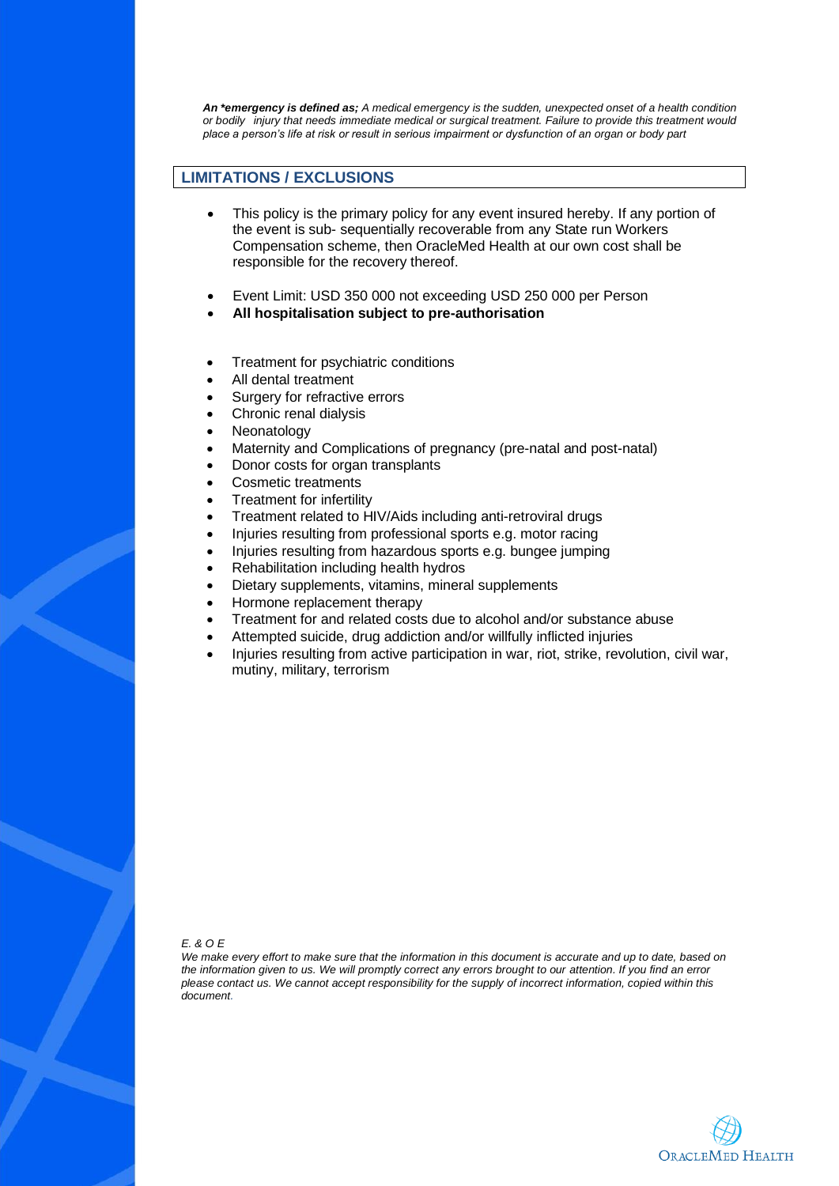***An \*emergency is defined as;*** *A medical emergency is the sudden, unexpected onset of a health condition or bodily injury that needs immediate medical or surgical treatment. Failure to provide this treatment would place a person's life at risk or result in serious impairment or dysfunction of an organ or body part*

## LIMITATIONS / EXCLUSIONS

- This policy is the primary policy for any event insured hereby. If any portion of the event is sub- sequentially recoverable from any State run Workers Compensation scheme, then OracleMed Health at our own cost shall be responsible for the recovery thereof.

- Event Limit: USD 350 000 not exceeding USD 250 000 per Person
- **All hospitalisation subject to pre-authorisation**

- Treatment for psychiatric conditions
- All dental treatment
- Surgery for refractive errors
- Chronic renal dialysis
- Neonatology
- Maternity and Complications of pregnancy (pre-natal and post-natal)
- Donor costs for organ transplants
- Cosmetic treatments
- Treatment for infertility
- Treatment related to HIV/Aids including anti-retroviral drugs
- Injuries resulting from professional sports e.g. motor racing
- Injuries resulting from hazardous sports e.g. bungee jumping
- Rehabilitation including health hydros
- Dietary supplements, vitamins, mineral supplements
- Hormone replacement therapy
- Treatment for and related costs due to alcohol and/or substance abuse
- Attempted suicide, drug addiction and/or willfully inflicted injuries
- Injuries resulting from active participation in war, riot, strike, revolution, civil war, mutiny, military, terrorism

*E. & O E*
*We make every effort to make sure that the information in this document is accurate and up to date, based on the information given to us. We will promptly correct any errors brought to our attention. If you find an error please contact us. We cannot accept responsibility for the supply of incorrect information, copied within this document.*

ORACLEMED HEALTH